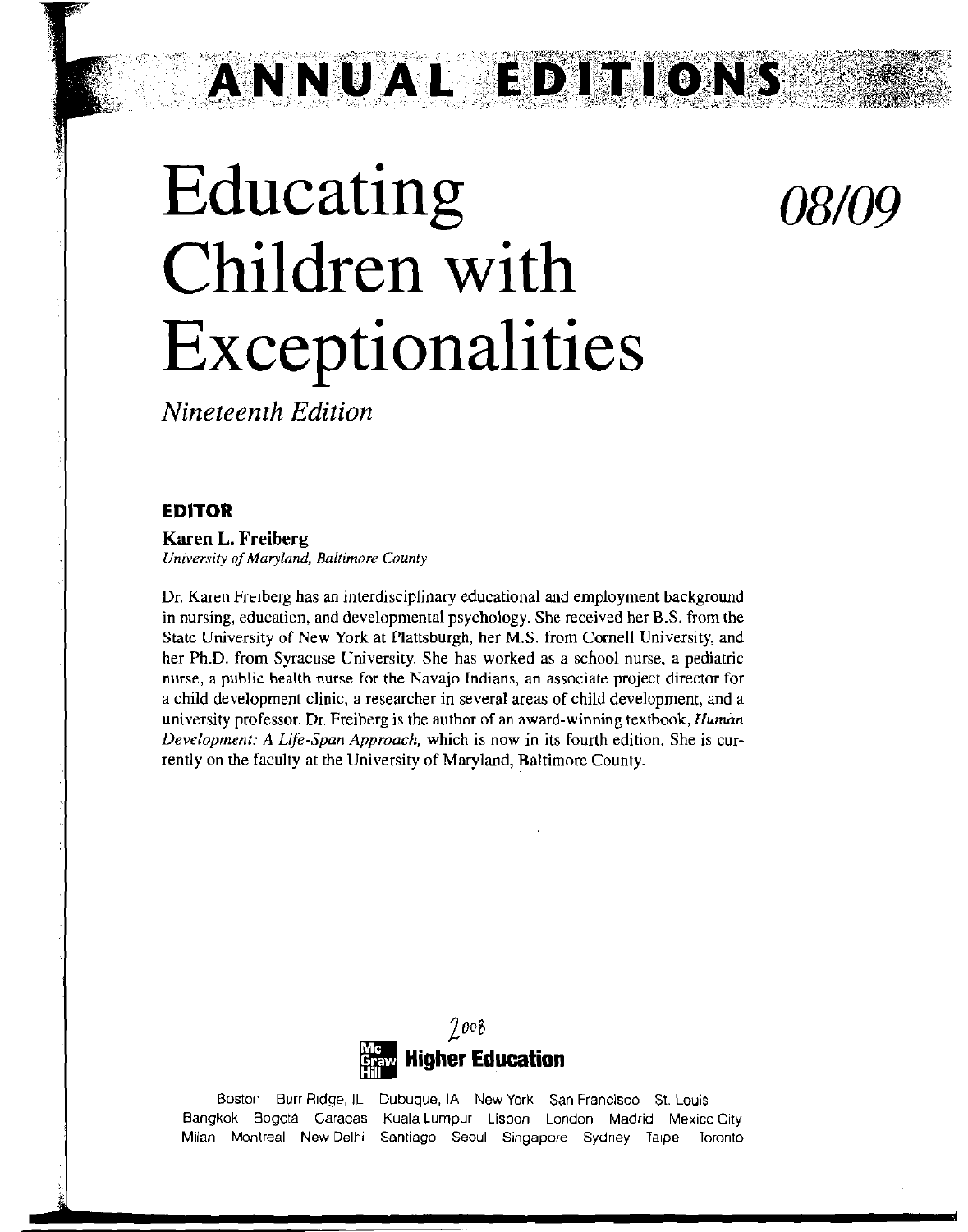# ANNUAL EDITIONS

# Educating Children with Exceptionalities

# 08/09

*Nineteenth Edition*

## EDITOR

**Karen L. Freiberg**
*University of Maryland, Baltimore County*

Dr. Karen Freiberg has an interdisciplinary educational and employment background in nursing, education, and developmental psychology. She received her B.S. from the State University of New York at Plattsburgh, her M.S. from Cornell University, and her Ph.D. from Syracuse University. She has worked as a school nurse, a pediatric nurse, a public health nurse for the Navajo Indians, an associate project director for a child development clinic, a researcher in several areas of child development, and a university professor. Dr. Freiberg is the author of an award-winning textbook, *Human Development: A Life-Span Approach,* which is now in its fourth edition. She is currently on the faculty at the University of Maryland, Baltimore County.

2008

**Mc Graw Hill Higher Education**

Boston Burr Ridge, IL Dubuque, IA New York San Francisco St. Louis
Bangkok Bogotá Caracas Kuala Lumpur Lisbon London Madrid Mexico City
Milan Montreal New Delhi Santiago Seoul Singapore Sydney Taipei Toronto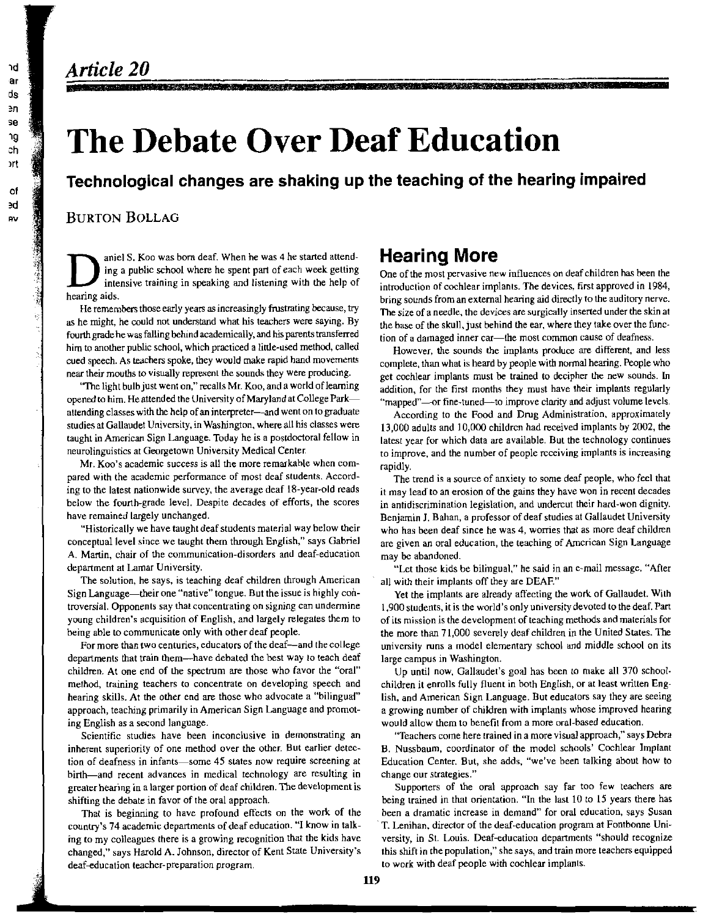## Article 20

# The Debate Over Deaf Education

### Technological changes are shaking up the teaching of the hearing impaired

BURTON BOLLAG

Daniel S. Koo was born deaf. When he was 4 he started attending a public school where he spent part of each week getting intensive training in speaking and listening with the help of hearing aids.

He remembers those early years as increasingly frustrating because, try as he might, he could not understand what his teachers were saying. By fourth grade he was falling behind academically, and his parents transferred him to another public school, which practiced a little-used method, called cued speech. As teachers spoke, they would make rapid hand movements near their mouths to visually represent the sounds they were producing.

"The light bulb just went on," recalls Mr. Koo, and a world of learning opened to him. He attended the University of Maryland at College Park—attending classes with the help of an interpreter—and went on to graduate studies at Gallaudet University, in Washington, where all his classes were taught in American Sign Language. Today he is a postdoctoral fellow in neurolinguistics at Georgetown University Medical Center.

Mr. Koo's academic success is all the more remarkable when compared with the academic performance of most deaf students. According to the latest nationwide survey, the average deaf 18-year-old reads below the fourth-grade level. Despite decades of efforts, the scores have remained largely unchanged.

"Historically we have taught deaf students material way below their conceptual level since we taught them through English," says Gabriel A. Martin, chair of the communication-disorders and deaf-education department at Lamar University.

The solution, he says, is teaching deaf children through American Sign Language—their one "native" tongue. But the issue is highly controversial. Opponents say that concentrating on signing can undermine young children's acquisition of English, and largely relegates them to being able to communicate only with other deaf people.

For more than two centuries, educators of the deaf—and the college departments that train them—have debated the best way to teach deaf children. At one end of the spectrum are those who favor the "oral" method, training teachers to concentrate on developing speech and hearing skills. At the other end are those who advocate a "bilingual" approach, teaching primarily in American Sign Language and promoting English as a second language.

Scientific studies have been inconclusive in demonstrating an inherent superiority of one method over the other. But earlier detection of deafness in infants—some 45 states now require screening at birth—and recent advances in medical technology are resulting in greater hearing in a larger portion of deaf children. The development is shifting the debate in favor of the oral approach.

That is beginning to have profound effects on the work of the country's 74 academic departments of deaf education. "I know in talking to my colleagues there is a growing recognition that the kids have changed," says Harold A. Johnson, director of Kent State University's deaf-education teacher-preparation program.

## Hearing More

One of the most pervasive new influences on deaf children has been the introduction of cochlear implants. The devices, first approved in 1984, bring sounds from an external hearing aid directly to the auditory nerve. The size of a needle, the devices are surgically inserted under the skin at the base of the skull, just behind the ear, where they take over the function of a damaged inner ear—the most common cause of deafness.

However, the sounds the implants produce are different, and less complete, than what is heard by people with normal hearing. People who get cochlear implants must be trained to decipher the new sounds. In addition, for the first months they must have their implants regularly "mapped"—or fine-tuned—to improve clarity and adjust volume levels.

According to the Food and Drug Administration, approximately 13,000 adults and 10,000 children had received implants by 2002, the latest year for which data are available. But the technology continues to improve, and the number of people receiving implants is increasing rapidly.

The trend is a source of anxiety to some deaf people, who feel that it may lead to an erosion of the gains they have won in recent decades in antidiscrimination legislation, and undercut their hard-won dignity. Benjamin J. Bahan, a professor of deaf studies at Gallaudet University who has been deaf since he was 4, worries that as more deaf children are given an oral education, the teaching of American Sign Language may be abandoned.

"Let those kids be bilingual," he said in an e-mail message. "After all with their implants off they are DEAF."

Yet the implants are already affecting the work of Gallaudet. With 1,900 students, it is the world's only university devoted to the deaf. Part of its mission is the development of teaching methods and materials for the more than 71,000 severely deaf children in the United States. The university runs a model elementary school and middle school on its large campus in Washington.

Up until now, Gallaudet's goal has been to make all 370 schoolchildren it enrolls fully fluent in both English, or at least written English, and American Sign Language. But educators say they are seeing a growing number of children with implants whose improved hearing would allow them to benefit from a more oral-based education.

"Teachers come here trained in a more visual approach," says Debra B. Nussbaum, coordinator of the model schools' Cochlear Implant Education Center. But, she adds, "we've been talking about how to change our strategies."

Supporters of the oral approach say far too few teachers are being trained in that orientation. "In the last 10 to 15 years there has been a dramatic increase in demand" for oral education, says Susan T. Lenihan, director of the deaf-education program at Fontbonne University, in St. Louis. Deaf-education departments "should recognize this shift in the population," she says, and train more teachers equipped to work with deaf people with cochlear implants.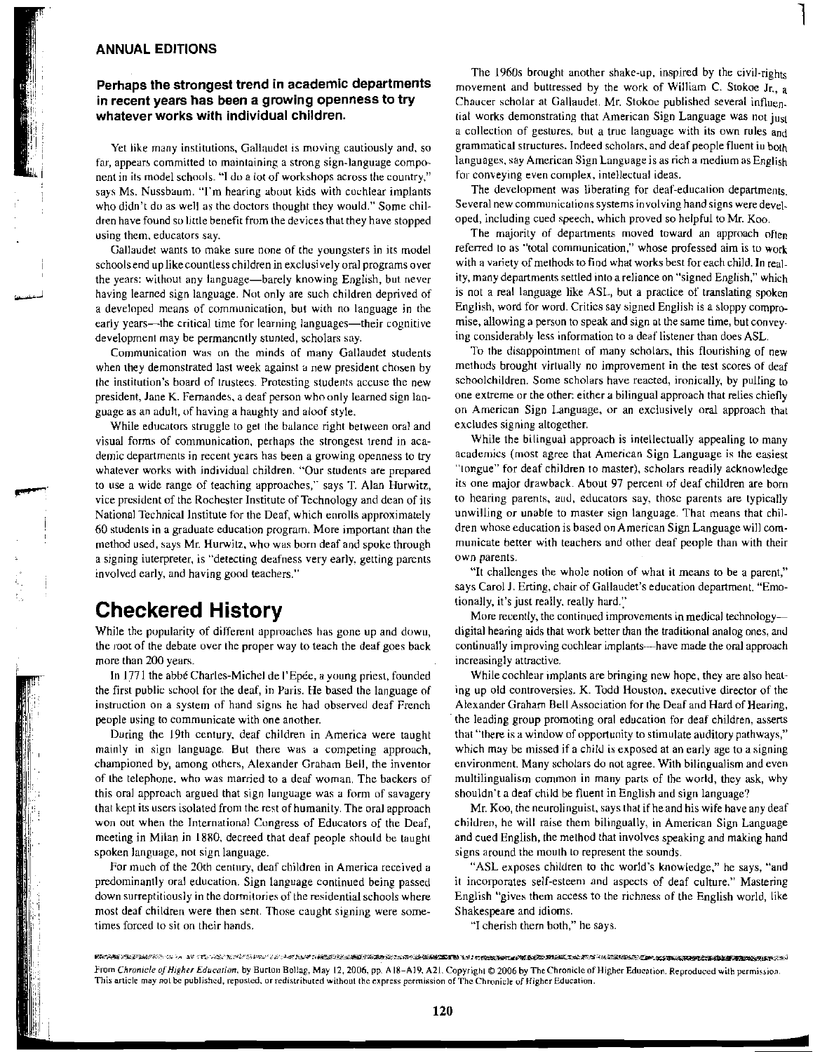**Perhaps the strongest trend in academic departments in recent years has been a growing openness to try whatever works with individual children.**

Yet like many institutions, Gallaudet is moving cautiously and, so far, appears committed to maintaining a strong sign-language component in its model schools. "I do a lot of workshops across the country," says Ms. Nussbaum. "I'm hearing about kids with cochlear implants who didn't do as well as the doctors thought they would." Some children have found so little benefit from the devices that they have stopped using them, educators say.

Gallaudet wants to make sure none of the youngsters in its model schools end up like countless children in exclusively oral programs over the years: without any language—barely knowing English, but never having learned sign language. Not only are such children deprived of a developed means of communication, but with no language in the early years—the critical time for learning languages—their cognitive development may be permanently stunted, scholars say.

Communication was on the minds of many Gallaudet students when they demonstrated last week against a new president chosen by the institution's board of trustees. Protesting students accuse the new president, Jane K. Fernandes, a deaf person who only learned sign language as an adult, of having a haughty and aloof style.

While educators struggle to get the balance right between oral and visual forms of communication, perhaps the strongest trend in academic departments in recent years has been a growing openness to try whatever works with individual children. "Our students are prepared to use a wide range of teaching approaches," says T. Alan Hurwitz, vice president of the Rochester Institute of Technology and dean of its National Technical Institute for the Deaf, which enrolls approximately 60 students in a graduate education program. More important than the method used, says Mr. Hurwitz, who was born deaf and spoke through a signing interpreter, is "detecting deafness very early, getting parents involved early, and having good teachers."

## Checkered History

While the popularity of different approaches has gone up and down, the root of the debate over the proper way to teach the deaf goes back more than 200 years.

In 1771 the abbé Charles-Michel de l'Epée, a young priest, founded the first public school for the deaf, in Paris. He based the language of instruction on a system of hand signs he had observed deaf French people using to communicate with one another.

During the 19th century, deaf children in America were taught mainly in sign language. But there was a competing approach, championed by, among others, Alexander Graham Bell, the inventor of the telephone, who was married to a deaf woman. The backers of this oral approach argued that sign language was a form of savagery that kept its users isolated from the rest of humanity. The oral approach won out when the International Congress of Educators of the Deaf, meeting in Milan in 1880, decreed that deaf people should be taught spoken language, not sign language.

For much of the 20th century, deaf children in America received a predominantly oral education. Sign language continued being passed down surreptitiously in the dormitories of the residential schools where most deaf children were then sent. Those caught signing were sometimes forced to sit on their hands.

The 1960s brought another shake-up, inspired by the civil-rights movement and buttressed by the work of William C. Stokoe Jr., a Chaucer scholar at Gallaudet. Mr. Stokoe published several influential works demonstrating that American Sign Language was not just a collection of gestures, but a true language with its own rules and grammatical structures. Indeed scholars, and deaf people fluent in both languages, say American Sign Language is as rich a medium as English for conveying even complex, intellectual ideas.

The development was liberating for deaf-education departments. Several new communications systems involving hand signs were developed, including cued speech, which proved so helpful to Mr. Koo.

The majority of departments moved toward an approach often referred to as "total communication," whose professed aim is to work with a variety of methods to find what works best for each child. In reality, many departments settled into a reliance on "signed English," which is not a real language like ASL, but a practice of translating spoken English, word for word. Critics say signed English is a sloppy compromise, allowing a person to speak and sign at the same time, but conveying considerably less information to a deaf listener than does ASL.

To the disappointment of many scholars, this flourishing of new methods brought virtually no improvement in the test scores of deaf schoolchildren. Some scholars have reacted, ironically, by pulling to one extreme or the other: either a bilingual approach that relies chiefly on American Sign Language, or an exclusively oral approach that excludes signing altogether.

While the bilingual approach is intellectually appealing to many academics (most agree that American Sign Language is the easiest "tongue" for deaf children to master), scholars readily acknowledge its one major drawback. About 97 percent of deaf children are born to hearing parents, and, educators say, those parents are typically unwilling or unable to master sign language. That means that children whose education is based on American Sign Language will communicate better with teachers and other deaf people than with their own parents.

"It challenges the whole notion of what it means to be a parent," says Carol J. Erting, chair of Gallaudet's education department. "Emotionally, it's just really, really hard."

More recently, the continued improvements in medical technology—digital hearing aids that work better than the traditional analog ones, and continually improving cochlear implants—have made the oral approach increasingly attractive.

While cochlear implants are bringing new hope, they are also heating up old controversies. K. Todd Houston, executive director of the Alexander Graham Bell Association for the Deaf and Hard of Hearing, the leading group promoting oral education for deaf children, asserts that "there is a window of opportunity to stimulate auditory pathways," which may be missed if a child is exposed at an early age to a signing environment. Many scholars do not agree. With bilingualism and even multilingualism common in many parts of the world, they ask, why shouldn't a deaf child be fluent in English and sign language?

Mr. Koo, the neurolinguist, says that if he and his wife have any deaf children, he will raise them bilingually, in American Sign Language and cued English, the method that involves speaking and making hand signs around the mouth to represent the sounds.

"ASL exposes children to the world's knowledge," he says, "and it incorporates self-esteem and aspects of deaf culture." Mastering English "gives them access to the richness of the English world, like Shakespeare and idioms.

"I cherish them both," he says.

From *Chronicle of Higher Education*, by Burton Bollag, May 12, 2006, pp. A18–A19, A21. Copyright © 2006 by The Chronicle of Higher Education. Reproduced with permission. This article may not be published, reposted, or redistributed without the express permission of The Chronicle of Higher Education.